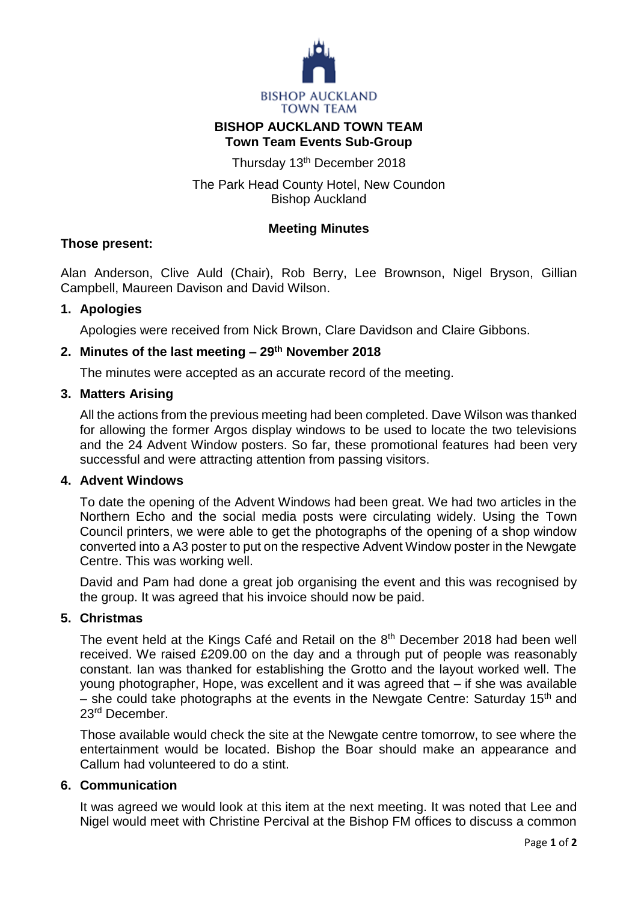# BISHOP AUCKLAND TOWN TEAM

## Town Team Events Sub-Group

Thursday 13th December 2018

The Park Head County Hotel, New Coundon
Bishop Auckland

### Meeting Minutes

**Those present:**

Alan Anderson, Clive Auld (Chair), Rob Berry, Lee Brownson, Nigel Bryson, Gillian Campbell, Maureen Davison and David Wilson.

### 1. Apologies

Apologies were received from Nick Brown, Clare Davidson and Claire Gibbons.

### 2. Minutes of the last meeting – 29th November 2018

The minutes were accepted as an accurate record of the meeting.

### 3. Matters Arising

All the actions from the previous meeting had been completed. Dave Wilson was thanked for allowing the former Argos display windows to be used to locate the two televisions and the 24 Advent Window posters. So far, these promotional features had been very successful and were attracting attention from passing visitors.

### 4. Advent Windows

To date the opening of the Advent Windows had been great. We had two articles in the Northern Echo and the social media posts were circulating widely. Using the Town Council printers, we were able to get the photographs of the opening of a shop window converted into a A3 poster to put on the respective Advent Window poster in the Newgate Centre. This was working well.

David and Pam had done a great job organising the event and this was recognised by the group. It was agreed that his invoice should now be paid.

### 5. Christmas

The event held at the Kings Café and Retail on the 8th December 2018 had been well received. We raised £209.00 on the day and a through put of people was reasonably constant. Ian was thanked for establishing the Grotto and the layout worked well. The young photographer, Hope, was excellent and it was agreed that – if she was available – she could take photographs at the events in the Newgate Centre: Saturday 15th and 23rd December.

Those available would check the site at the Newgate centre tomorrow, to see where the entertainment would be located. Bishop the Boar should make an appearance and Callum had volunteered to do a stint.

### 6. Communication

It was agreed we would look at this item at the next meeting. It was noted that Lee and Nigel would meet with Christine Percival at the Bishop FM offices to discuss a common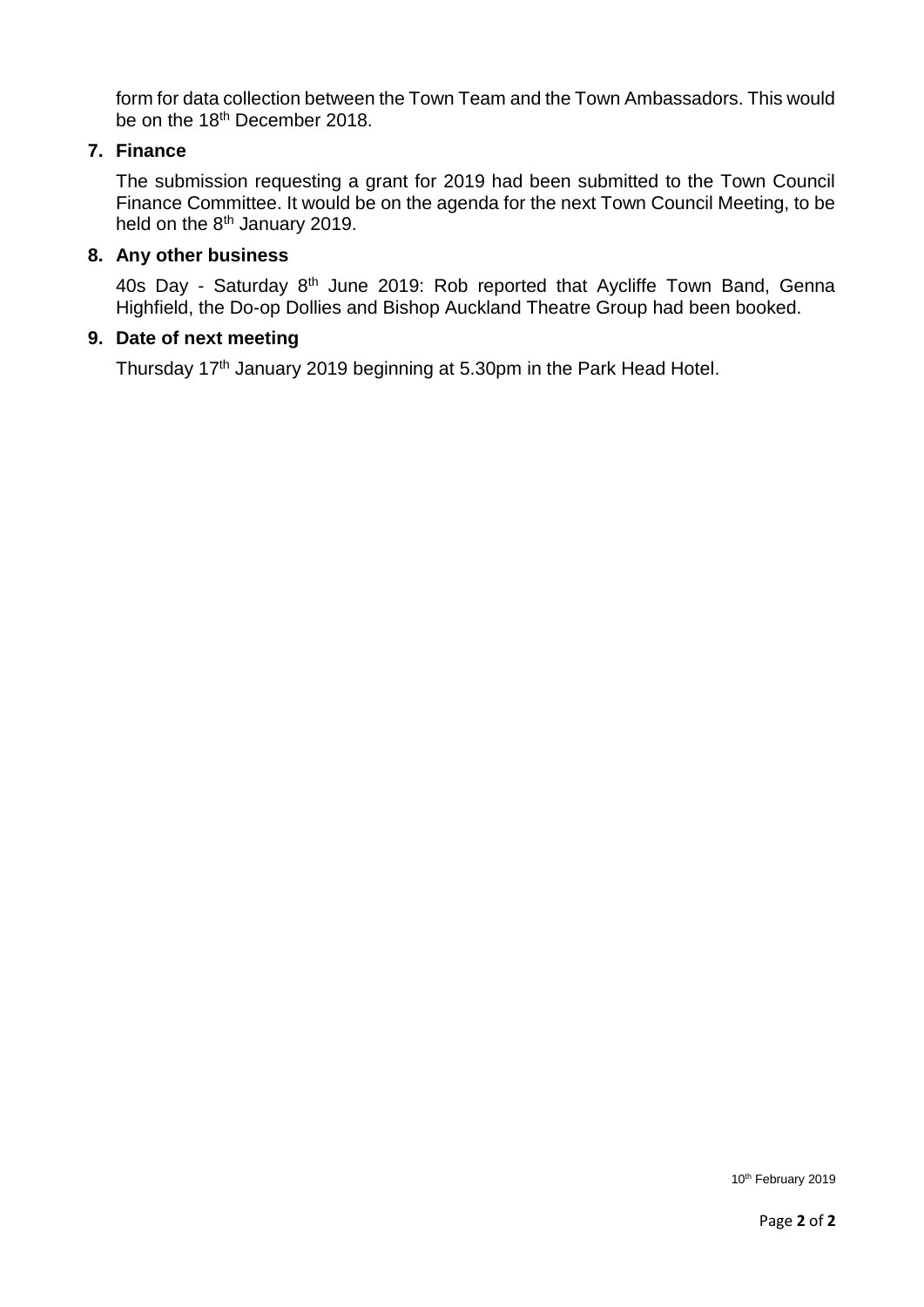form for data collection between the Town Team and the Town Ambassadors. This would be on the 18th December 2018.

## 7. Finance

The submission requesting a grant for 2019 had been submitted to the Town Council Finance Committee. It would be on the agenda for the next Town Council Meeting, to be held on the 8th January 2019.

## 8. Any other business

40s Day - Saturday 8th June 2019: Rob reported that Aycliffe Town Band, Genna Highfield, the Do-op Dollies and Bishop Auckland Theatre Group had been booked.

## 9. Date of next meeting

Thursday 17th January 2019 beginning at 5.30pm in the Park Head Hotel.

10th February 2019